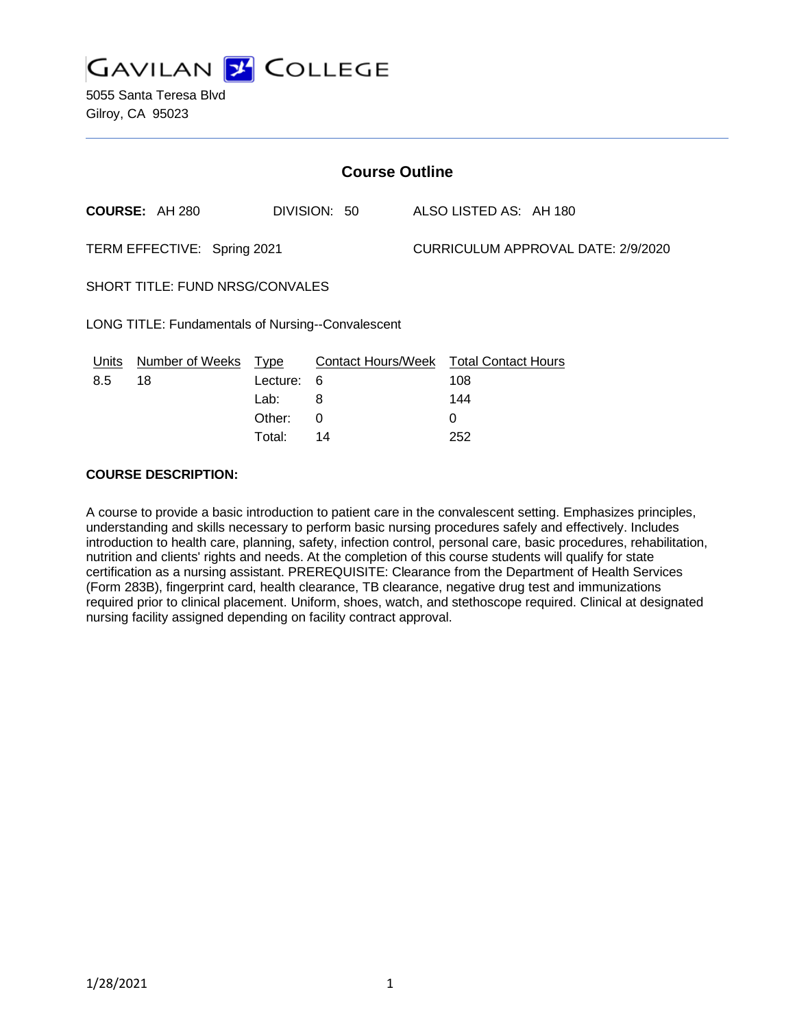# GAVILAN COLLEGE

5055 Santa Teresa Blvd
Gilroy, CA 95023

## Course Outline

**COURSE:** AH 280 DIVISION: 50 ALSO LISTED AS: AH 180

TERM EFFECTIVE: Spring 2021 CURRICULUM APPROVAL DATE: 2/9/2020

SHORT TITLE: FUND NRSG/CONVALES

LONG TITLE: Fundamentals of Nursing--Convalescent

| Units | Number of Weeks | Type | Contact Hours/Week | Total Contact Hours |
|---|---|---|---|---|
| 8.5 | 18 | Lecture: | 6 | 108 |
| | | Lab: | 8 | 144 |
| | | Other: | 0 | 0 |
| | | Total: | 14 | 252 |

**COURSE DESCRIPTION:**

A course to provide a basic introduction to patient care in the convalescent setting. Emphasizes principles, understanding and skills necessary to perform basic nursing procedures safely and effectively. Includes introduction to health care, planning, safety, infection control, personal care, basic procedures, rehabilitation, nutrition and clients' rights and needs. At the completion of this course students will qualify for state certification as a nursing assistant. PREREQUISITE: Clearance from the Department of Health Services (Form 283B), fingerprint card, health clearance, TB clearance, negative drug test and immunizations required prior to clinical placement. Uniform, shoes, watch, and stethoscope required. Clinical at designated nursing facility assigned depending on facility contract approval.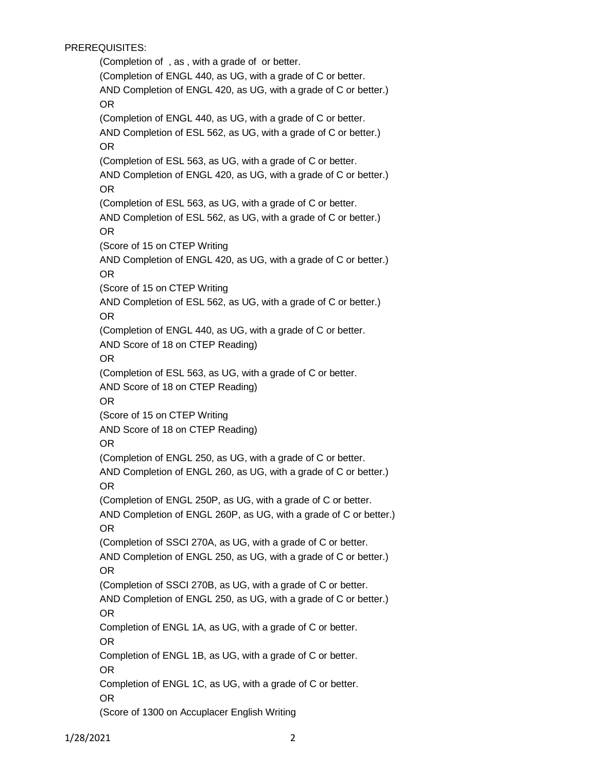PREREQUISITES:

(Completion of , as , with a grade of or better.

(Completion of ENGL 440, as UG, with a grade of C or better.

AND Completion of ENGL 420, as UG, with a grade of C or better.)

OR

(Completion of ENGL 440, as UG, with a grade of C or better.

AND Completion of ESL 562, as UG, with a grade of C or better.)

OR

(Completion of ESL 563, as UG, with a grade of C or better.

AND Completion of ENGL 420, as UG, with a grade of C or better.)

OR

(Completion of ESL 563, as UG, with a grade of C or better.

AND Completion of ESL 562, as UG, with a grade of C or better.)

OR

(Score of 15 on CTEP Writing

AND Completion of ENGL 420, as UG, with a grade of C or better.)

OR

(Score of 15 on CTEP Writing

AND Completion of ESL 562, as UG, with a grade of C or better.)

OR

(Completion of ENGL 440, as UG, with a grade of C or better.

AND Score of 18 on CTEP Reading)

OR

(Completion of ESL 563, as UG, with a grade of C or better.

AND Score of 18 on CTEP Reading)

OR

(Score of 15 on CTEP Writing

AND Score of 18 on CTEP Reading)

OR

(Completion of ENGL 250, as UG, with a grade of C or better.

AND Completion of ENGL 260, as UG, with a grade of C or better.)

OR

(Completion of ENGL 250P, as UG, with a grade of C or better.

AND Completion of ENGL 260P, as UG, with a grade of C or better.)

OR

(Completion of SSCI 270A, as UG, with a grade of C or better.

AND Completion of ENGL 250, as UG, with a grade of C or better.)

OR

(Completion of SSCI 270B, as UG, with a grade of C or better.

AND Completion of ENGL 250, as UG, with a grade of C or better.)

OR

Completion of ENGL 1A, as UG, with a grade of C or better.

OR

Completion of ENGL 1B, as UG, with a grade of C or better.

OR

Completion of ENGL 1C, as UG, with a grade of C or better.

OR

(Score of 1300 on Accuplacer English Writing

1/28/2021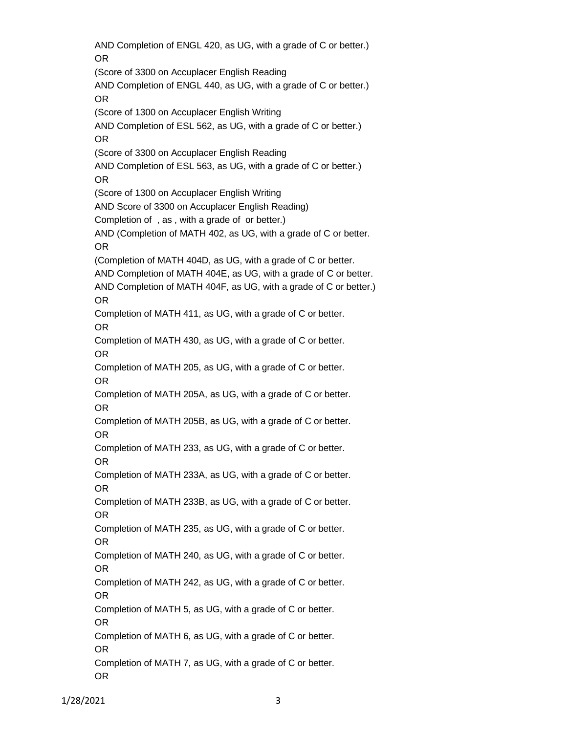AND Completion of ENGL 420, as UG, with a grade of C or better.)

OR

(Score of 3300 on Accuplacer English Reading

AND Completion of ENGL 440, as UG, with a grade of C or better.)

OR

(Score of 1300 on Accuplacer English Writing

AND Completion of ESL 562, as UG, with a grade of C or better.)

OR

(Score of 3300 on Accuplacer English Reading

AND Completion of ESL 563, as UG, with a grade of C or better.)

OR

(Score of 1300 on Accuplacer English Writing

AND Score of 3300 on Accuplacer English Reading)

Completion of , as , with a grade of or better.)

AND (Completion of MATH 402, as UG, with a grade of C or better.

OR

(Completion of MATH 404D, as UG, with a grade of C or better.

AND Completion of MATH 404E, as UG, with a grade of C or better.

AND Completion of MATH 404F, as UG, with a grade of C or better.)

OR

Completion of MATH 411, as UG, with a grade of C or better.

OR

Completion of MATH 430, as UG, with a grade of C or better.

OR

Completion of MATH 205, as UG, with a grade of C or better.

OR

Completion of MATH 205A, as UG, with a grade of C or better.

OR

Completion of MATH 205B, as UG, with a grade of C or better.

OR

Completion of MATH 233, as UG, with a grade of C or better.

OR

Completion of MATH 233A, as UG, with a grade of C or better.

OR

Completion of MATH 233B, as UG, with a grade of C or better.

OR

Completion of MATH 235, as UG, with a grade of C or better.

OR

Completion of MATH 240, as UG, with a grade of C or better.

OR

Completion of MATH 242, as UG, with a grade of C or better.

OR

Completion of MATH 5, as UG, with a grade of C or better.

OR

Completion of MATH 6, as UG, with a grade of C or better.

OR

Completion of MATH 7, as UG, with a grade of C or better.

OR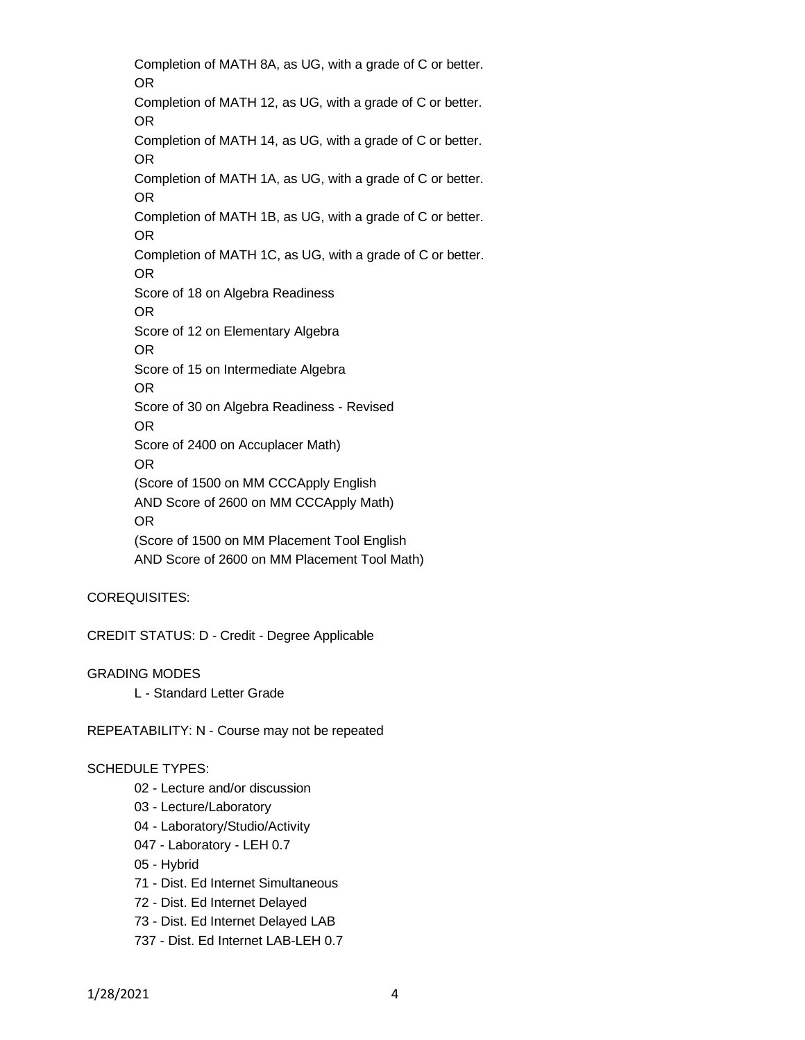Completion of MATH 8A, as UG, with a grade of C or better.
OR
Completion of MATH 12, as UG, with a grade of C or better.
OR
Completion of MATH 14, as UG, with a grade of C or better.
OR
Completion of MATH 1A, as UG, with a grade of C or better.
OR
Completion of MATH 1B, as UG, with a grade of C or better.
OR
Completion of MATH 1C, as UG, with a grade of C or better.
OR
Score of 18 on Algebra Readiness
OR
Score of 12 on Elementary Algebra
OR
Score of 15 on Intermediate Algebra
OR
Score of 30 on Algebra Readiness - Revised
OR
Score of 2400 on Accuplacer Math)
OR
(Score of 1500 on MM CCCApply English
AND Score of 2600 on MM CCCApply Math)
OR
(Score of 1500 on MM Placement Tool English
AND Score of 2600 on MM Placement Tool Math)

COREQUISITES:

CREDIT STATUS: D - Credit - Degree Applicable

GRADING MODES

L - Standard Letter Grade

REPEATABILITY: N - Course may not be repeated

SCHEDULE TYPES:

02 - Lecture and/or discussion
03 - Lecture/Laboratory
04 - Laboratory/Studio/Activity
047 - Laboratory - LEH 0.7
05 - Hybrid
71 - Dist. Ed Internet Simultaneous
72 - Dist. Ed Internet Delayed
73 - Dist. Ed Internet Delayed LAB
737 - Dist. Ed Internet LAB-LEH 0.7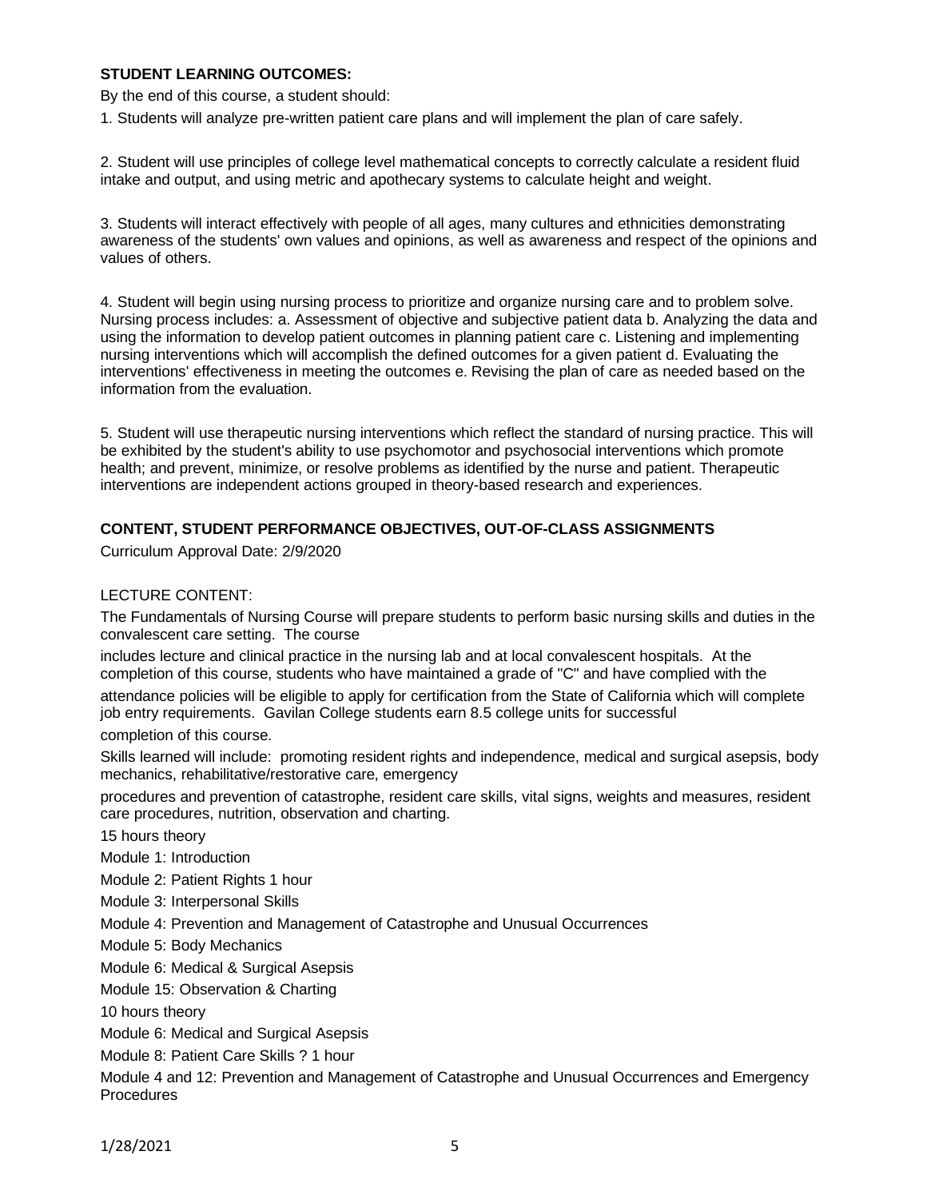**STUDENT LEARNING OUTCOMES:**

By the end of this course, a student should:

1. Students will analyze pre-written patient care plans and will implement the plan of care safely.

2. Student will use principles of college level mathematical concepts to correctly calculate a resident fluid intake and output, and using metric and apothecary systems to calculate height and weight.

3. Students will interact effectively with people of all ages, many cultures and ethnicities demonstrating awareness of the students' own values and opinions, as well as awareness and respect of the opinions and values of others.

4. Student will begin using nursing process to prioritize and organize nursing care and to problem solve. Nursing process includes: a. Assessment of objective and subjective patient data b. Analyzing the data and using the information to develop patient outcomes in planning patient care c. Listening and implementing nursing interventions which will accomplish the defined outcomes for a given patient d. Evaluating the interventions' effectiveness in meeting the outcomes e. Revising the plan of care as needed based on the information from the evaluation.

5. Student will use therapeutic nursing interventions which reflect the standard of nursing practice. This will be exhibited by the student's ability to use psychomotor and psychosocial interventions which promote health; and prevent, minimize, or resolve problems as identified by the nurse and patient. Therapeutic interventions are independent actions grouped in theory-based research and experiences.

**CONTENT, STUDENT PERFORMANCE OBJECTIVES, OUT-OF-CLASS ASSIGNMENTS**

Curriculum Approval Date: 2/9/2020

LECTURE CONTENT:

The Fundamentals of Nursing Course will prepare students to perform basic nursing skills and duties in the convalescent care setting. The course

includes lecture and clinical practice in the nursing lab and at local convalescent hospitals. At the completion of this course, students who have maintained a grade of "C" and have complied with the

attendance policies will be eligible to apply for certification from the State of California which will complete job entry requirements. Gavilan College students earn 8.5 college units for successful

completion of this course.

Skills learned will include: promoting resident rights and independence, medical and surgical asepsis, body mechanics, rehabilitative/restorative care, emergency

procedures and prevention of catastrophe, resident care skills, vital signs, weights and measures, resident care procedures, nutrition, observation and charting.

15 hours theory

Module 1: Introduction

Module 2: Patient Rights 1 hour

Module 3: Interpersonal Skills

Module 4: Prevention and Management of Catastrophe and Unusual Occurrences

Module 5: Body Mechanics

Module 6: Medical & Surgical Asepsis

Module 15: Observation & Charting

10 hours theory

Module 6: Medical and Surgical Asepsis

Module 8: Patient Care Skills ? 1 hour

Module 4 and 12: Prevention and Management of Catastrophe and Unusual Occurrences and Emergency Procedures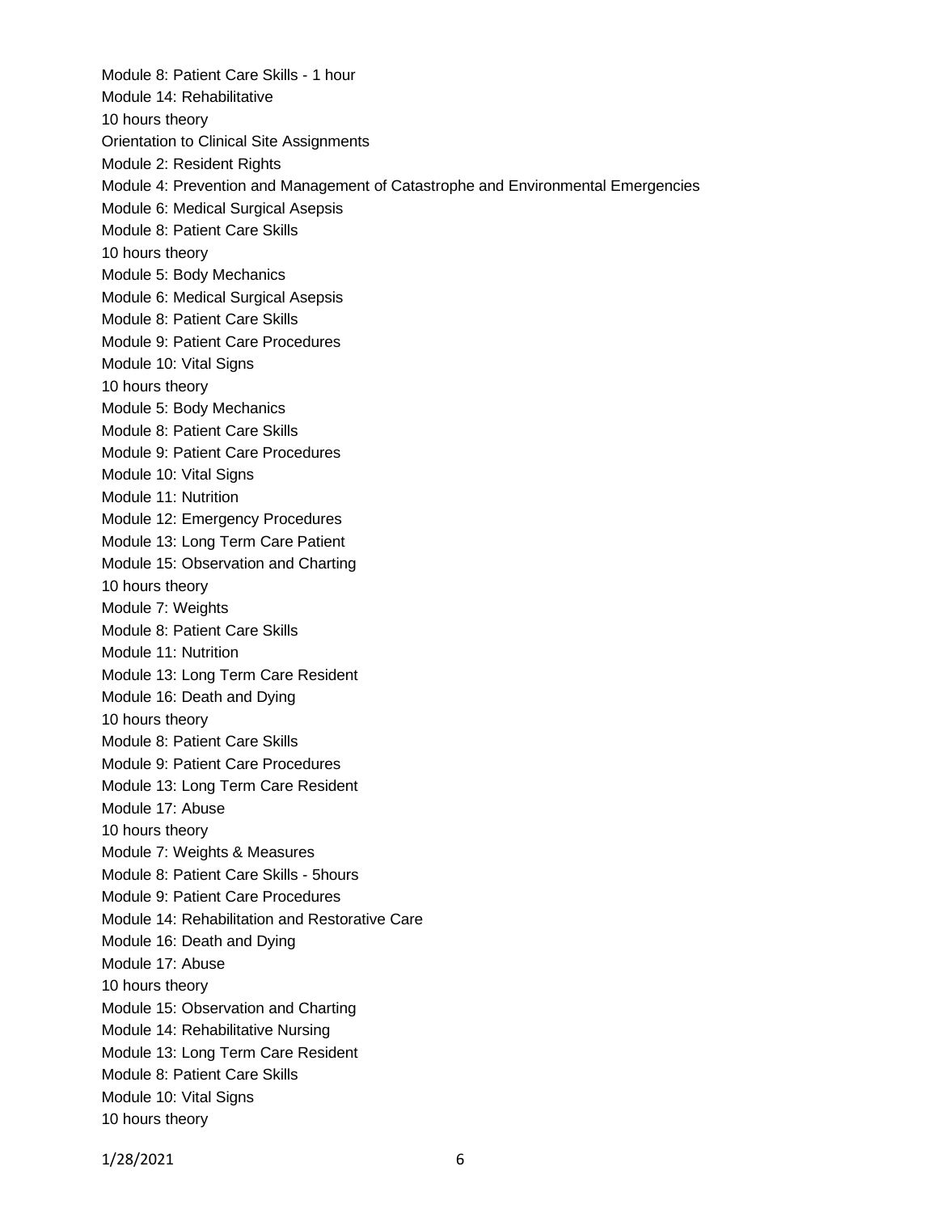Module 8: Patient Care Skills - 1 hour
Module 14: Rehabilitative
10 hours theory
Orientation to Clinical Site Assignments
Module 2: Resident Rights
Module 4: Prevention and Management of Catastrophe and Environmental Emergencies
Module 6: Medical Surgical Asepsis
Module 8: Patient Care Skills
10 hours theory
Module 5: Body Mechanics
Module 6: Medical Surgical Asepsis
Module 8: Patient Care Skills
Module 9: Patient Care Procedures
Module 10: Vital Signs
10 hours theory
Module 5: Body Mechanics
Module 8: Patient Care Skills
Module 9: Patient Care Procedures
Module 10: Vital Signs
Module 11: Nutrition
Module 12: Emergency Procedures
Module 13: Long Term Care Patient
Module 15: Observation and Charting
10 hours theory
Module 7: Weights
Module 8: Patient Care Skills
Module 11: Nutrition
Module 13: Long Term Care Resident
Module 16: Death and Dying
10 hours theory
Module 8: Patient Care Skills
Module 9: Patient Care Procedures
Module 13: Long Term Care Resident
Module 17: Abuse
10 hours theory
Module 7: Weights & Measures
Module 8: Patient Care Skills - 5hours
Module 9: Patient Care Procedures
Module 14: Rehabilitation and Restorative Care
Module 16: Death and Dying
Module 17: Abuse
10 hours theory
Module 15: Observation and Charting
Module 14: Rehabilitative Nursing
Module 13: Long Term Care Resident
Module 8: Patient Care Skills
Module 10: Vital Signs
10 hours theory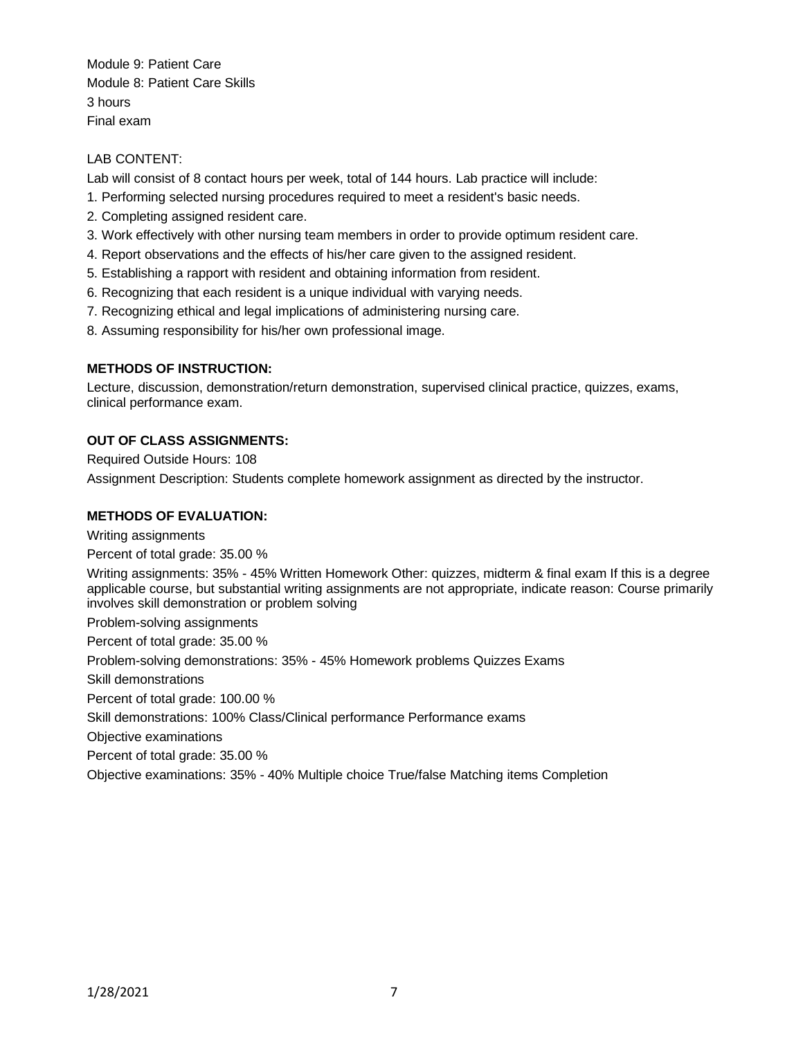Module 9: Patient Care
Module 8: Patient Care Skills
3 hours
Final exam

LAB CONTENT:

Lab will consist of 8 contact hours per week, total of 144 hours. Lab practice will include:

1. Performing selected nursing procedures required to meet a resident's basic needs.
2. Completing assigned resident care.
3. Work effectively with other nursing team members in order to provide optimum resident care.
4. Report observations and the effects of his/her care given to the assigned resident.
5. Establishing a rapport with resident and obtaining information from resident.
6. Recognizing that each resident is a unique individual with varying needs.
7. Recognizing ethical and legal implications of administering nursing care.
8. Assuming responsibility for his/her own professional image.

**METHODS OF INSTRUCTION:**

Lecture, discussion, demonstration/return demonstration, supervised clinical practice, quizzes, exams, clinical performance exam.

**OUT OF CLASS ASSIGNMENTS:**

Required Outside Hours: 108

Assignment Description: Students complete homework assignment as directed by the instructor.

**METHODS OF EVALUATION:**

Writing assignments

Percent of total grade: 35.00 %

Writing assignments: 35% - 45% Written Homework Other: quizzes, midterm & final exam If this is a degree applicable course, but substantial writing assignments are not appropriate, indicate reason: Course primarily involves skill demonstration or problem solving

Problem-solving assignments

Percent of total grade: 35.00 %

Problem-solving demonstrations: 35% - 45% Homework problems Quizzes Exams

Skill demonstrations

Percent of total grade: 100.00 %

Skill demonstrations: 100% Class/Clinical performance Performance exams

Objective examinations

Percent of total grade: 35.00 %

Objective examinations: 35% - 40% Multiple choice True/false Matching items Completion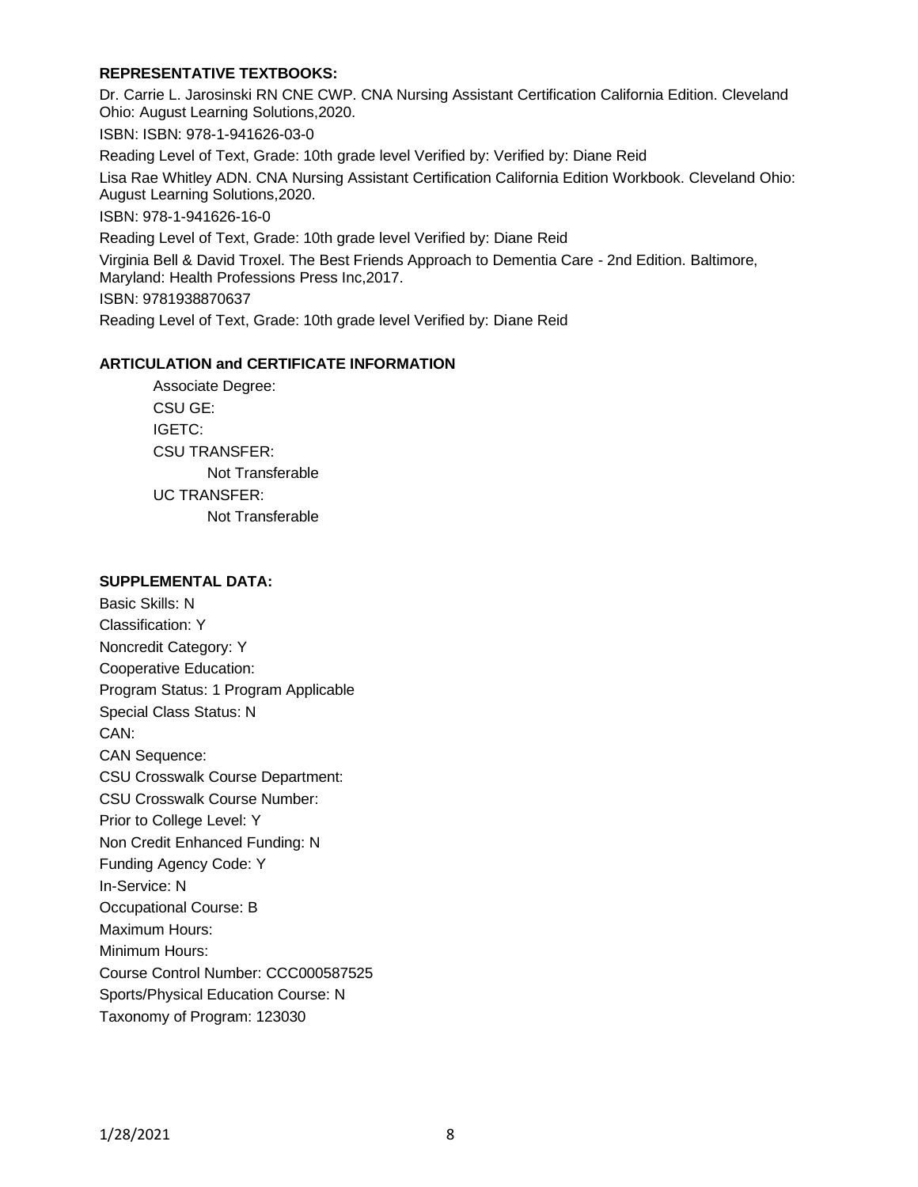**REPRESENTATIVE TEXTBOOKS:**

Dr. Carrie L. Jarosinski RN CNE CWP. CNA Nursing Assistant Certification California Edition. Cleveland Ohio: August Learning Solutions,2020.

ISBN: ISBN: 978-1-941626-03-0

Reading Level of Text, Grade: 10th grade level Verified by: Verified by: Diane Reid

Lisa Rae Whitley ADN. CNA Nursing Assistant Certification California Edition Workbook. Cleveland Ohio: August Learning Solutions,2020.

ISBN: 978-1-941626-16-0

Reading Level of Text, Grade: 10th grade level Verified by: Diane Reid

Virginia Bell & David Troxel. The Best Friends Approach to Dementia Care - 2nd Edition. Baltimore, Maryland: Health Professions Press Inc,2017.

ISBN: 9781938870637

Reading Level of Text, Grade: 10th grade level Verified by: Diane Reid

**ARTICULATION and CERTIFICATE INFORMATION**

Associate Degree:
CSU GE:
IGETC:
CSU TRANSFER:
Not Transferable
UC TRANSFER:
Not Transferable

**SUPPLEMENTAL DATA:**

Basic Skills: N
Classification: Y
Noncredit Category: Y
Cooperative Education:
Program Status: 1 Program Applicable
Special Class Status: N
CAN:
CAN Sequence:
CSU Crosswalk Course Department:
CSU Crosswalk Course Number:
Prior to College Level: Y
Non Credit Enhanced Funding: N
Funding Agency Code: Y
In-Service: N
Occupational Course: B
Maximum Hours:
Minimum Hours:
Course Control Number: CCC000587525
Sports/Physical Education Course: N
Taxonomy of Program: 123030